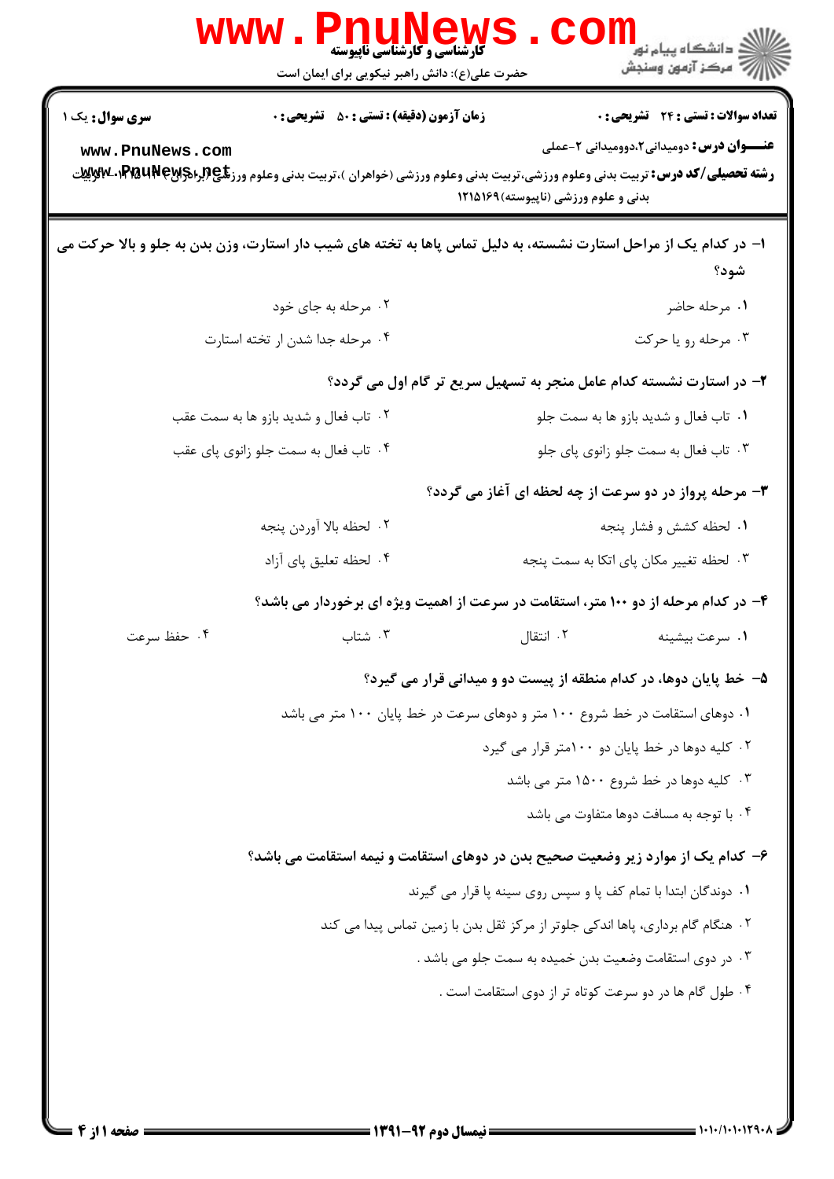**سری سوال:** یک ۱

**زمان آزمون (دقیقه) : تستی : ۵۰ تشریحی : ۰**

**تعداد سوالات : تستی : ۲۴ تشریحی : ۰**

**عنـــوان درس:** دومیدانی۲،دوومیدانی ۲-عملی

**رشته تحصیلی/کد درس:** تربیت بدنی وعلوم ورزشی،تربیت بدنی وعلوم ورزشی (خواهران )،تربیت بدنی وعلوم ورزشی (برادران) ۱۲۱۵۰۸۱ - ،تربیت بدنی و علوم ورزشی (ناپیوسته)۱۲۱۵۱۶۹

۱- در کدام یک از مراحل استارت نشسته، به دلیل تماس پاها به تخته های شیب دار استارت، وزن بدن به جلو و بالا حرکت می شود؟

۱. مرحله حاضر

۲. مرحله به جای خود

۳. مرحله رو یا حرکت

۴. مرحله جدا شدن ار تخته استارت

۲- در استارت نشسته کدام عامل منجر به تسهیل سریع تر گام اول می گردد؟

۱. تاب فعال و شدید بازو ها به سمت جلو

۲. تاب فعال و شدید بازو ها به سمت عقب

۳. تاب فعال به سمت جلو زانوی پای جلو

۴. تاب فعال به سمت جلو زانوی پای عقب

۳- مرحله پرواز در دو سرعت از چه لحظه ای آغاز می گردد؟

۱. لحظه کشش و فشار پنجه

۲. لحظه بالا آوردن پنجه

۳. لحظه تغییر مکان پای اتکا به سمت پنجه

۴. لحظه تعلیق پای آزاد

۴- در کدام مرحله از دو ۱۰۰ متر، استقامت در سرعت از اهمیت ویژه ای برخوردار می باشد؟

۱. سرعت بیشینه

۲. انتقال

۳. شتاب

۴. حفظ سرعت

۵- خط پایان دوها، در کدام منطقه از پیست دو و میدانی قرار می گیرد؟

۱. دوهای استقامت در خط شروع ۱۰۰ متر و دوهای سرعت در خط پایان ۱۰۰ متر می باشد

۲. کلیه دوها در خط پایان دو ۱۰۰متر قرار می گیرد

۳. کلیه دوها در خط شروع ۱۵۰۰ متر می باشد

۴. با توجه به مسافت دوها متفاوت می باشد

۶- کدام یک از موارد زیر وضعیت صحیح بدن در دوهای استقامت و نیمه استقامت می باشد؟

۱. دوندگان ابتدا با تمام کف پا و سپس روی سینه پا قرار می گیرند

۲. هنگام گام برداری، پاها اندکی جلوتر از مرکز ثقل بدن با زمین تماس پیدا می کند

۳. در دوی استقامت وضعیت بدن خمیده به سمت جلو می باشد .

۴. طول گام ها در دو سرعت کوتاه تر از دوی استقامت است .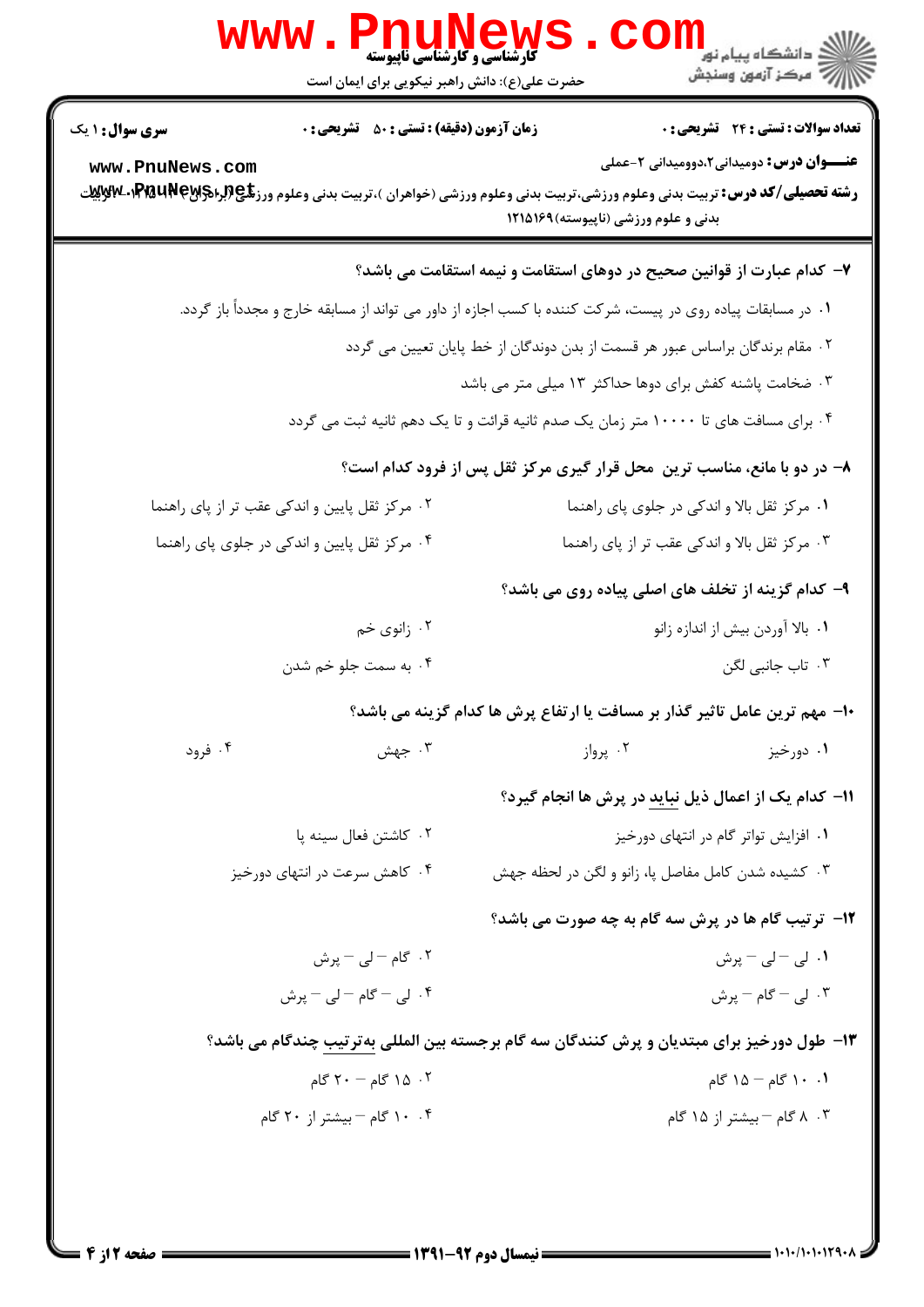**سری سوال:** ۱ یک

**زمان آزمون (دقیقه) : تستی :** ۵۰ **تشریحی :** ۰

**تعداد سوالات : تستی :** ۲۴ **تشریحی :** ۰

**عنـــوان درس:** دومیدانی۲،دوومیدانی ۲-عملی

**رشته تحصیلی/کد درس:** تربیت بدنی وعلوم ورزشی،تربیت بدنی وعلوم ورزشی (خواهران )،تربیت بدنی وعلوم ورزشی (برادران) ۱۲۱۵۰۰۱،تربیت بدنی و علوم ورزشی (ناپیوسته)۱۲۱۵۱۶۹

۷- کدام عبارت از قوانین صحیح در دوهای استقامت و نیمه استقامت می باشد؟

۱. در مسابقات پیاده روی در پیست، شرکت کننده با کسب اجازه از داور می تواند از مسابقه خارج و مجدداً باز گردد.

۲. مقام برندگان براساس عبور هر قسمت از بدن دوندگان از خط پایان تعیین می گردد

۳. ضخامت پاشنه کفش برای دوها حداکثر ۱۳ میلی متر می باشد

۴. برای مسافت های تا ۱۰۰۰۰ متر زمان یک صدم ثانیه قرائت و تا یک دهم ثانیه ثبت می گردد

۸- در دو با مانع، مناسب ترین محل قرار گیری مرکز ثقل پس از فرود کدام است؟

۱. مرکز ثقل بالا و اندکی در جلوی پای راهنما

۲. مرکز ثقل پایین و اندکی عقب تر از پای راهنما

۳. مرکز ثقل بالا و اندکی عقب تر از پای راهنما

۴. مرکز ثقل پایین و اندکی در جلوی پای راهنما

۹- کدام گزینه از تخلف های اصلی پیاده روی می باشد؟

۱. بالا آوردن بیش از اندازه زانو

۲. زانوی خم

۳. تاب جانبی لگن

۴. به سمت جلو خم شدن

۱۰- مهم ترین عامل تاثیر گذار بر مسافت یا ارتفاع پرش ها کدام گزینه می باشد؟

۱. دورخیز

۲. پرواز

۳. جهش

۴. فرود

۱۱- کدام یک از اعمال ذیل نباید در پرش ها انجام گیرد؟

۱. افزایش تواتر گام در انتهای دورخیز

۲. کاشتن فعال سینه پا

۳. کشیده شدن کامل مفاصل پا، زانو و لگن در لحظه جهش

۴. کاهش سرعت در انتهای دورخیز

۱۲- ترتیب گام ها در پرش سه گام به چه صورت می باشد؟

۱. لی – لی – پرش

۲. گام – لی – پرش

۳. لی – گام – پرش

۴. لی – گام – لی – پرش

۱۳- طول دورخیز برای مبتدیان و پرش کنندگان سه گام برجسته بین المللی بەترتیب چندگام می باشد؟

۱. ۱۰ گام – ۱۵ گام

۲. ۱۵ گام – ۲۰ گام

۳. ۸ گام – بیشتر از ۱۵ گام

۴. ۱۰ گام – بیشتر از ۲۰ گام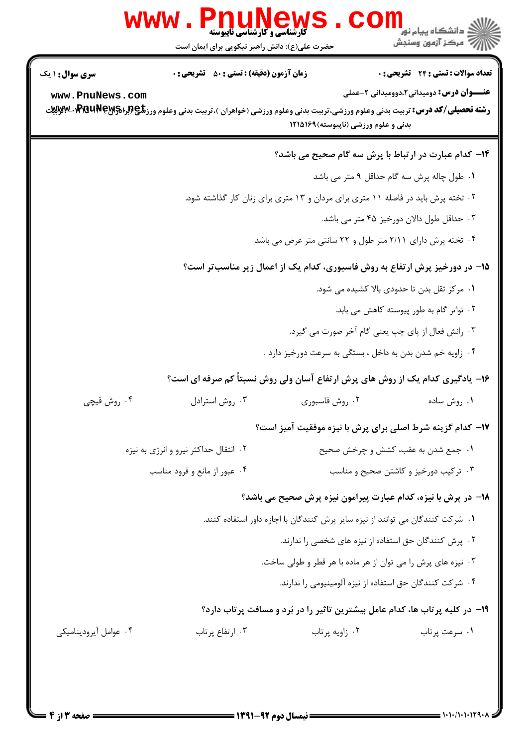**سری سوال:** ۱ یک

**زمان آزمون (دقیقه) : تستی :** ۵۰ **تشریحی :** ۰

**تعداد سوالات : تستی :** ۲۴ **تشریحی :** ۰

**عنـــوان درس:** دومیدانی۲،دوومیدانی ۲-عملی

**رشته تحصیلی/کد درس:** تربیت بدنی وعلوم ورزشی،تربیت بدنی وعلوم ورزشی (خواهران )،تربیت بدنی وعلوم ورزشی (برادران) ۱۲۱۵۰۱۴ -، تربیت بدنی و علوم ورزشی (ناپیوسته)۱۲۱۵۱۶۹

**۱۴- کدام عبارت در ارتباط با پرش سه گام صحیح می باشد؟**

۱. طول چاله پرش سه گام حداقل ۹ متر می باشد

۲. تخته پرش باید در فاصله ۱۱ متری برای مردان و ۱۳ متری برای زنان کار گذاشته شود.

۳. حداقل طول دالان دورخیز ۴۵ متر می باشد.

۴. تخته پرش دارای ۲/۱۱ متر طول و ۲۲ سانتی متر عرض می باشد

**۱۵- در دورخیز پرش ارتفاع به روش فاسبوری، کدام یک از اعمال زیر مناسب‌تر است؟**

۱. مرکز ثقل بدن تا حدودی بالا کشیده می شود.

۲. تواتر گام به طور پیوسته کاهش می یابد.

۳. رانش فعال از پای چپ یعنی گام آخر صورت می گیرد.

۴. زاویه خم شدن بدن به داخل ، بستگی به سرعت دورخیز دارد .

**۱۶- یادگیری کدام یک از روش های پرش ارتفاع آسان ولی روش نسبتاً کم صرفه ای است؟**

۱. روش ساده

۲. روش فاسبوری

۳. روش استرادل

۴. روش قیچی

**۱۷- کدام گزینه شرط اصلی برای پرش با نیزه موفقیت آمیز است؟**

۱. جمع شدن به عقب، کشش و چرخش صحیح

۲. انتقال حداکثر نیرو و انرژی به نیزه

۳. ترکیب دورخیز و کاشتن صحیح و مناسب

۴. عبور از مانع و فرود مناسب

**۱۸- در پرش با نیزه، کدام عبارت پیرامون نیزه پرش صحیح می باشد؟**

۱. شرکت کنندگان می توانند از نیزه سایر پرش کنندگان با اجازه داور استفاده کنند.

۲. پرش کنندگان حق استفاده از نیزه های شخصی را ندارند.

۳. نیزه های پرش را می توان از هر ماده با هر قطر و طولی ساخت.

۴. شرکت کنندگان حق استفاده از نیزه آلومینیومی را ندارند.

**۱۹- در کلیه پرتاب ها، کدام عامل بیشترین تاثیر را در بُرد و مسافت پرتاب دارد؟**

۱. سرعت پرتاب

۲. زاویه پرتاب

۳. ارتفاع پرتاب

۴. عوامل آیرودینامیکی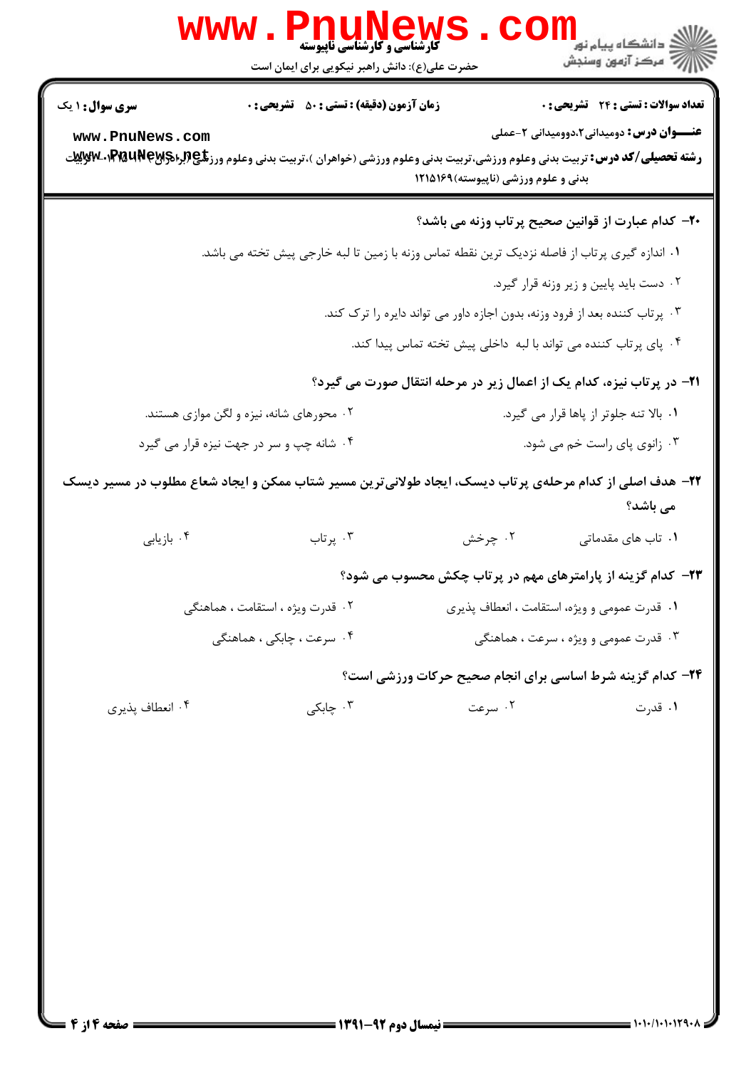۲۰- کدام عبارت از قوانین صحیح پرتاب وزنه می باشد؟

۱. اندازه گیری پرتاب از فاصله نزدیک ترین نقطه تماس وزنه با زمین تا لبه خارجی پیش تخته می باشد.

۲. دست باید پایین و زیر وزنه قرار گیرد.

۳. پرتاب کننده بعد از فرود وزنه، بدون اجازه داور می تواند دایره را ترک کند.

۴. پای پرتاب کننده می تواند با لبه داخلی پیش تخته تماس پیدا کند.

۲۱- در پرتاب نیزه، کدام یک از اعمال زیر در مرحله انتقال صورت می گیرد؟

۱. بالا تنه جلوتر از پاها قرار می گیرد.

۲. محورهای شانه، نیزه و لگن موازی هستند.

۳. زانوی پای راست خم می شود.

۴. شانه چپ و سر در جهت نیزه قرار می گیرد

۲۲- هدف اصلی از کدام مرحله‌ی پرتاب دیسک، ایجاد طولانی‌ترین مسیر شتاب ممکن و ایجاد شعاع مطلوب در مسیر دیسک می باشد؟

۱. تاب های مقدماتی

۲. چرخش

۳. پرتاب

۴. بازیابی

۲۳- کدام گزینه از پارامترهای مهم در پرتاب چکش محسوب می شود؟

۱. قدرت عمومی و ویژه، استقامت ، انعطاف پذیری

۲. قدرت ویژه ، استقامت ، هماهنگی

۳. قدرت عمومی و ویژه ، سرعت ، هماهنگی

۴. سرعت ، چابکی ، هماهنگی

۲۴- کدام گزینه شرط اساسی برای انجام صحیح حرکات ورزشی است؟

۱. قدرت

۲. سرعت

۳. چابکی

۴. انعطاف پذیری